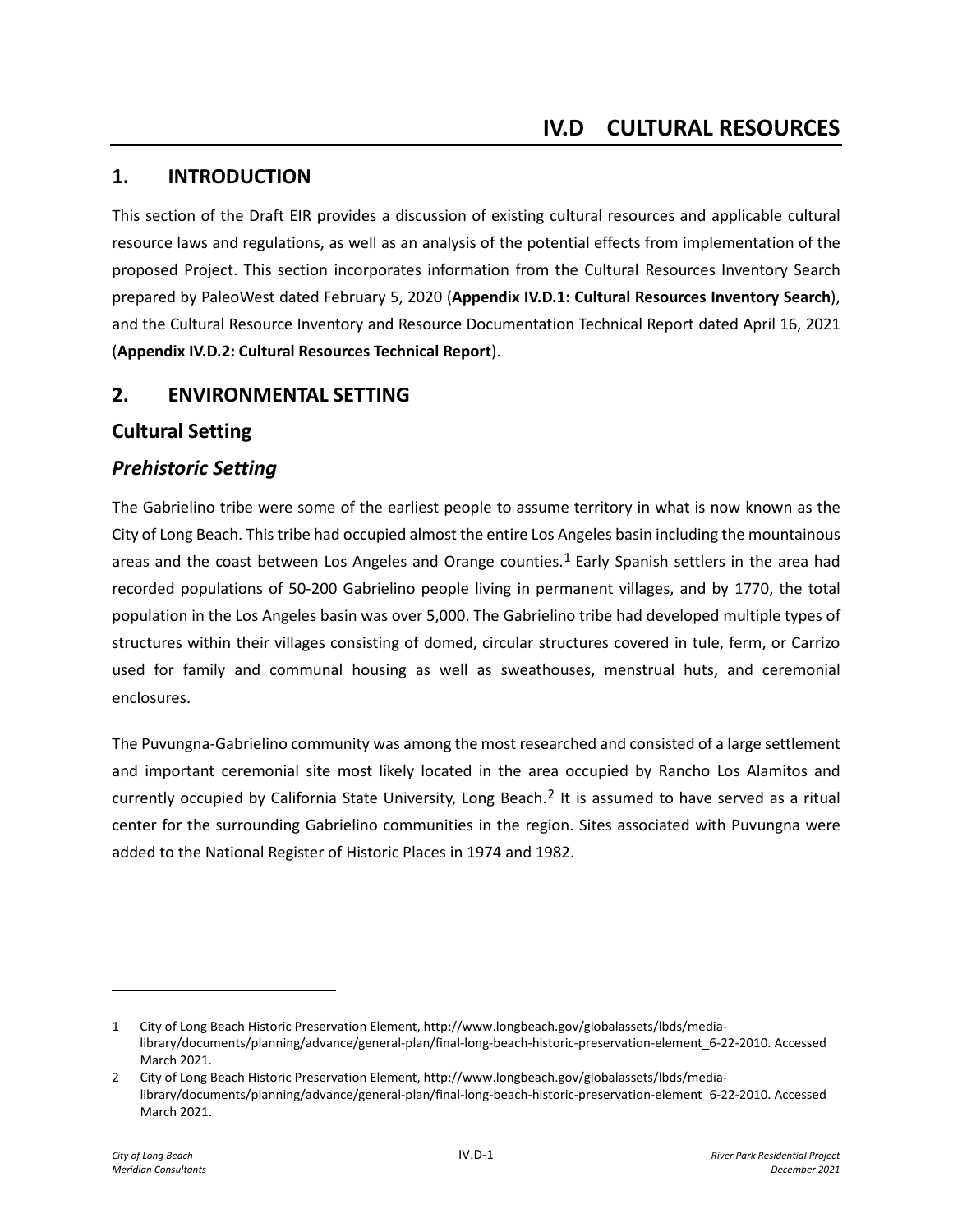# IV.D CULTURAL RESOURCES

## 1. INTRODUCTION

This section of the Draft EIR provides a discussion of existing cultural resources and applicable cultural resource laws and regulations, as well as an analysis of the potential effects from implementation of the proposed Project. This section incorporates information from the Cultural Resources Inventory Search prepared by PaleoWest dated February 5, 2020 (**Appendix IV.D.1: Cultural Resources Inventory Search**), and the Cultural Resource Inventory and Resource Documentation Technical Report dated April 16, 2021 (**Appendix IV.D.2: Cultural Resources Technical Report**).

## 2. ENVIRONMENTAL SETTING

### Cultural Setting

### *Prehistoric Setting*

The Gabrielino tribe were some of the earliest people to assume territory in what is now known as the City of Long Beach. This tribe had occupied almost the entire Los Angeles basin including the mountainous areas and the coast between Los Angeles and Orange counties.[1] Early Spanish settlers in the area had recorded populations of 50-200 Gabrielino people living in permanent villages, and by 1770, the total population in the Los Angeles basin was over 5,000. The Gabrielino tribe had developed multiple types of structures within their villages consisting of domed, circular structures covered in tule, ferm, or Carrizo used for family and communal housing as well as sweathouses, menstrual huts, and ceremonial enclosures.

The Puvungna-Gabrielino community was among the most researched and consisted of a large settlement and important ceremonial site most likely located in the area occupied by Rancho Los Alamitos and currently occupied by California State University, Long Beach.[2] It is assumed to have served as a ritual center for the surrounding Gabrielino communities in the region. Sites associated with Puvungna were added to the National Register of Historic Places in 1974 and 1982.

---

1 City of Long Beach Historic Preservation Element, http://www.longbeach.gov/globalassets/lbds/media-library/documents/planning/advance/general-plan/final-long-beach-historic-preservation-element_6-22-2010. Accessed March 2021.

2 City of Long Beach Historic Preservation Element, http://www.longbeach.gov/globalassets/lbds/media-library/documents/planning/advance/general-plan/final-long-beach-historic-preservation-element_6-22-2010. Accessed March 2021.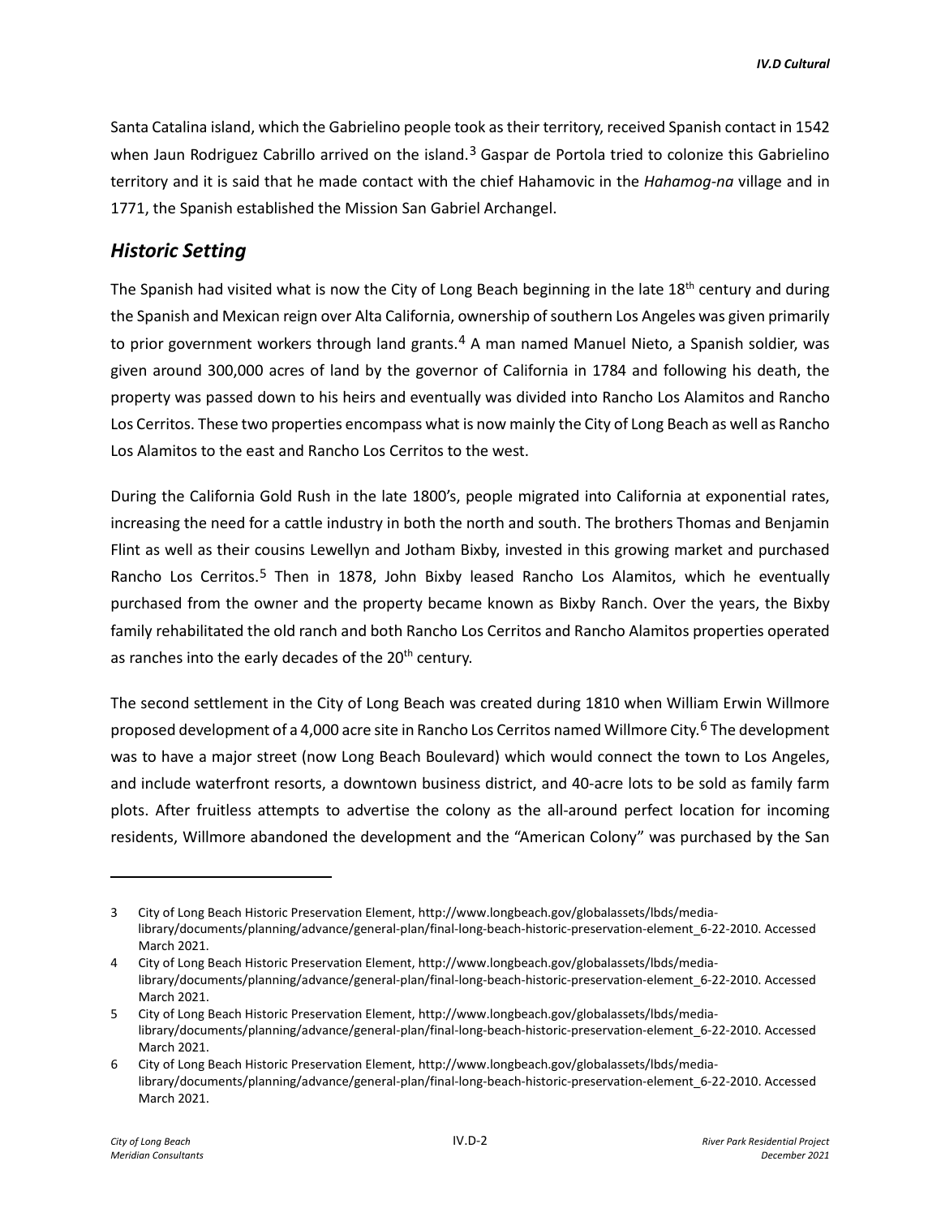Santa Catalina island, which the Gabrielino people took as their territory, received Spanish contact in 1542 when Jaun Rodriguez Cabrillo arrived on the island.[3] Gaspar de Portola tried to colonize this Gabrielino territory and it is said that he made contact with the chief Hahamovic in the *Hahamog-na* village and in 1771, the Spanish established the Mission San Gabriel Archangel.

## *Historic Setting*

The Spanish had visited what is now the City of Long Beach beginning in the late 18th century and during the Spanish and Mexican reign over Alta California, ownership of southern Los Angeles was given primarily to prior government workers through land grants.[4] A man named Manuel Nieto, a Spanish soldier, was given around 300,000 acres of land by the governor of California in 1784 and following his death, the property was passed down to his heirs and eventually was divided into Rancho Los Alamitos and Rancho Los Cerritos. These two properties encompass what is now mainly the City of Long Beach as well as Rancho Los Alamitos to the east and Rancho Los Cerritos to the west.

During the California Gold Rush in the late 1800's, people migrated into California at exponential rates, increasing the need for a cattle industry in both the north and south. The brothers Thomas and Benjamin Flint as well as their cousins Lewellyn and Jotham Bixby, invested in this growing market and purchased Rancho Los Cerritos.[5] Then in 1878, John Bixby leased Rancho Los Alamitos, which he eventually purchased from the owner and the property became known as Bixby Ranch. Over the years, the Bixby family rehabilitated the old ranch and both Rancho Los Cerritos and Rancho Alamitos properties operated as ranches into the early decades of the 20th century.

The second settlement in the City of Long Beach was created during 1810 when William Erwin Willmore proposed development of a 4,000 acre site in Rancho Los Cerritos named Willmore City.[6] The development was to have a major street (now Long Beach Boulevard) which would connect the town to Los Angeles, and include waterfront resorts, a downtown business district, and 40-acre lots to be sold as family farm plots. After fruitless attempts to advertise the colony as the all-around perfect location for incoming residents, Willmore abandoned the development and the "American Colony" was purchased by the San

---

3 City of Long Beach Historic Preservation Element, http://www.longbeach.gov/globalassets/lbds/media-library/documents/planning/advance/general-plan/final-long-beach-historic-preservation-element_6-22-2010. Accessed March 2021.

4 City of Long Beach Historic Preservation Element, http://www.longbeach.gov/globalassets/lbds/media-library/documents/planning/advance/general-plan/final-long-beach-historic-preservation-element_6-22-2010. Accessed March 2021.

5 City of Long Beach Historic Preservation Element, http://www.longbeach.gov/globalassets/lbds/media-library/documents/planning/advance/general-plan/final-long-beach-historic-preservation-element_6-22-2010. Accessed March 2021.

6 City of Long Beach Historic Preservation Element, http://www.longbeach.gov/globalassets/lbds/media-library/documents/planning/advance/general-plan/final-long-beach-historic-preservation-element_6-22-2010. Accessed March 2021.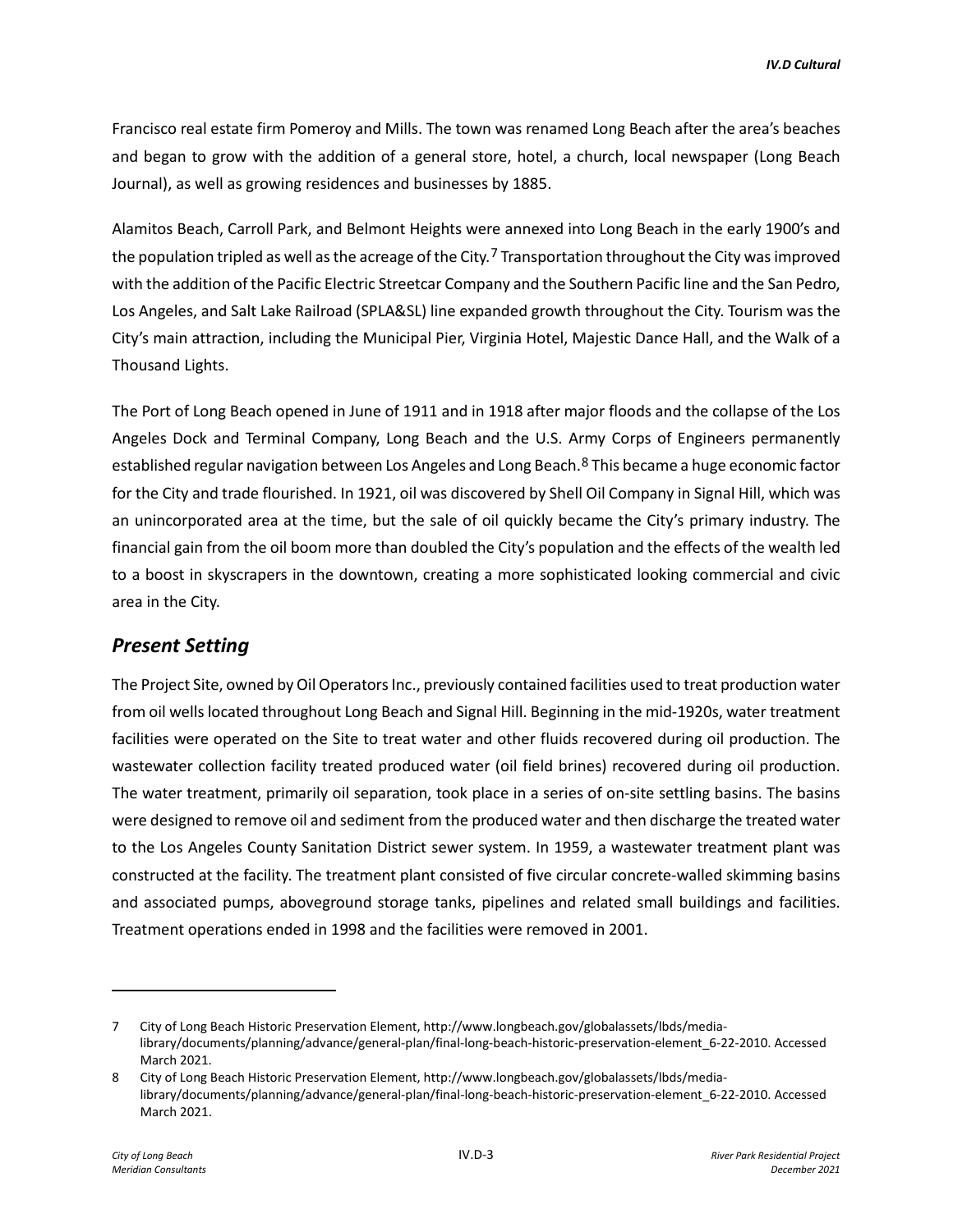Francisco real estate firm Pomeroy and Mills. The town was renamed Long Beach after the area's beaches and began to grow with the addition of a general store, hotel, a church, local newspaper (Long Beach Journal), as well as growing residences and businesses by 1885.

Alamitos Beach, Carroll Park, and Belmont Heights were annexed into Long Beach in the early 1900's and the population tripled as well as the acreage of the City.[7] Transportation throughout the City was improved with the addition of the Pacific Electric Streetcar Company and the Southern Pacific line and the San Pedro, Los Angeles, and Salt Lake Railroad (SPLA&SL) line expanded growth throughout the City. Tourism was the City's main attraction, including the Municipal Pier, Virginia Hotel, Majestic Dance Hall, and the Walk of a Thousand Lights.

The Port of Long Beach opened in June of 1911 and in 1918 after major floods and the collapse of the Los Angeles Dock and Terminal Company, Long Beach and the U.S. Army Corps of Engineers permanently established regular navigation between Los Angeles and Long Beach.[8] This became a huge economic factor for the City and trade flourished. In 1921, oil was discovered by Shell Oil Company in Signal Hill, which was an unincorporated area at the time, but the sale of oil quickly became the City's primary industry. The financial gain from the oil boom more than doubled the City's population and the effects of the wealth led to a boost in skyscrapers in the downtown, creating a more sophisticated looking commercial and civic area in the City.

## *Present Setting*

The Project Site, owned by Oil Operators Inc., previously contained facilities used to treat production water from oil wells located throughout Long Beach and Signal Hill. Beginning in the mid-1920s, water treatment facilities were operated on the Site to treat water and other fluids recovered during oil production. The wastewater collection facility treated produced water (oil field brines) recovered during oil production. The water treatment, primarily oil separation, took place in a series of on-site settling basins. The basins were designed to remove oil and sediment from the produced water and then discharge the treated water to the Los Angeles County Sanitation District sewer system. In 1959, a wastewater treatment plant was constructed at the facility. The treatment plant consisted of five circular concrete-walled skimming basins and associated pumps, aboveground storage tanks, pipelines and related small buildings and facilities. Treatment operations ended in 1998 and the facilities were removed in 2001.

---

7 City of Long Beach Historic Preservation Element, http://www.longbeach.gov/globalassets/lbds/media-library/documents/planning/advance/general-plan/final-long-beach-historic-preservation-element_6-22-2010. Accessed March 2021.

8 City of Long Beach Historic Preservation Element, http://www.longbeach.gov/globalassets/lbds/media-library/documents/planning/advance/general-plan/final-long-beach-historic-preservation-element_6-22-2010. Accessed March 2021.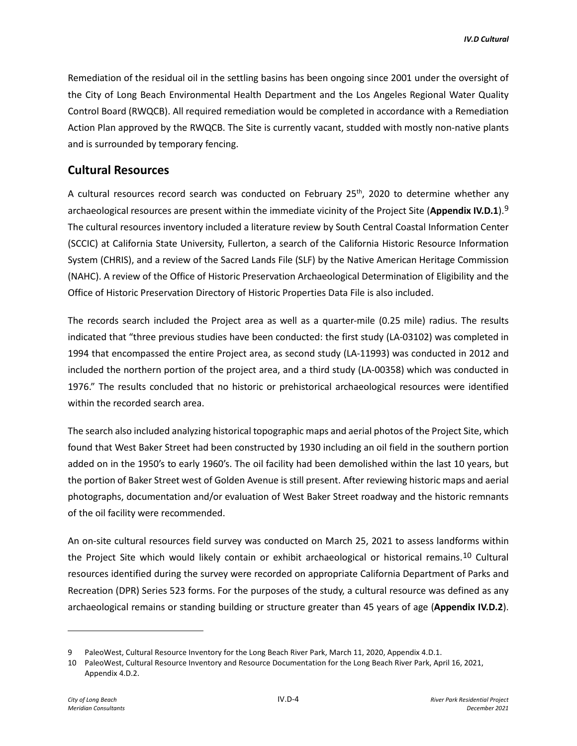Remediation of the residual oil in the settling basins has been ongoing since 2001 under the oversight of the City of Long Beach Environmental Health Department and the Los Angeles Regional Water Quality Control Board (RWQCB). All required remediation would be completed in accordance with a Remediation Action Plan approved by the RWQCB. The Site is currently vacant, studded with mostly non-native plants and is surrounded by temporary fencing.

## Cultural Resources

A cultural resources record search was conducted on February 25th, 2020 to determine whether any archaeological resources are present within the immediate vicinity of the Project Site (**Appendix IV.D.1**).[9] The cultural resources inventory included a literature review by South Central Coastal Information Center (SCCIC) at California State University, Fullerton, a search of the California Historic Resource Information System (CHRIS), and a review of the Sacred Lands File (SLF) by the Native American Heritage Commission (NAHC). A review of the Office of Historic Preservation Archaeological Determination of Eligibility and the Office of Historic Preservation Directory of Historic Properties Data File is also included.

The records search included the Project area as well as a quarter-mile (0.25 mile) radius. The results indicated that "three previous studies have been conducted: the first study (LA-03102) was completed in 1994 that encompassed the entire Project area, as second study (LA-11993) was conducted in 2012 and included the northern portion of the project area, and a third study (LA-00358) which was conducted in 1976." The results concluded that no historic or prehistorical archaeological resources were identified within the recorded search area.

The search also included analyzing historical topographic maps and aerial photos of the Project Site, which found that West Baker Street had been constructed by 1930 including an oil field in the southern portion added on in the 1950's to early 1960's. The oil facility had been demolished within the last 10 years, but the portion of Baker Street west of Golden Avenue is still present. After reviewing historic maps and aerial photographs, documentation and/or evaluation of West Baker Street roadway and the historic remnants of the oil facility were recommended.

An on-site cultural resources field survey was conducted on March 25, 2021 to assess landforms within the Project Site which would likely contain or exhibit archaeological or historical remains.[10] Cultural resources identified during the survey were recorded on appropriate California Department of Parks and Recreation (DPR) Series 523 forms. For the purposes of the study, a cultural resource was defined as any archaeological remains or standing building or structure greater than 45 years of age (**Appendix IV.D.2**).

---

9 PaleoWest, Cultural Resource Inventory for the Long Beach River Park, March 11, 2020, Appendix 4.D.1.

10 PaleoWest, Cultural Resource Inventory and Resource Documentation for the Long Beach River Park, April 16, 2021, Appendix 4.D.2.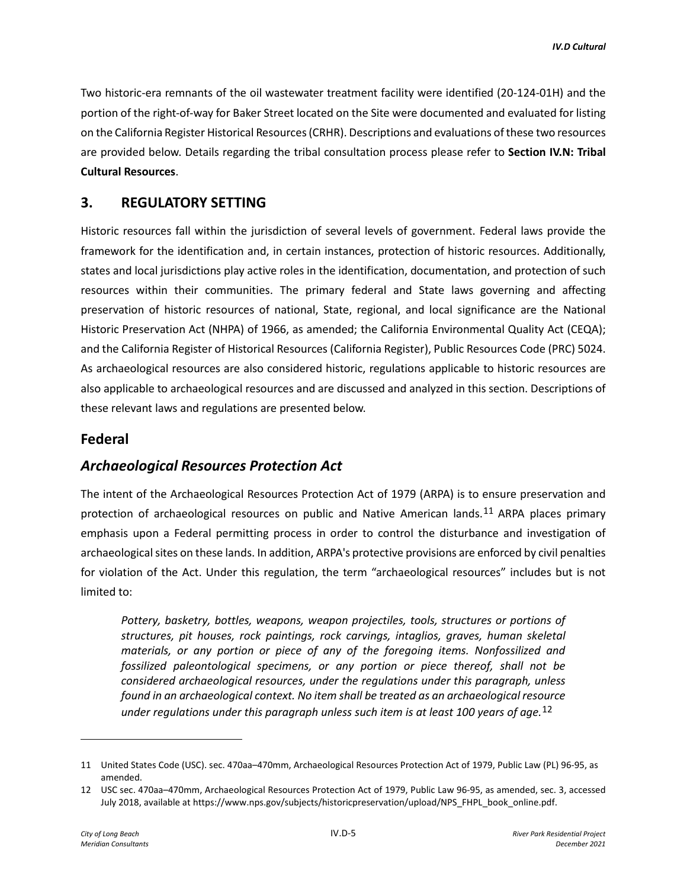Two historic-era remnants of the oil wastewater treatment facility were identified (20-124-01H) and the portion of the right-of-way for Baker Street located on the Site were documented and evaluated for listing on the California Register Historical Resources (CRHR). Descriptions and evaluations of these two resources are provided below. Details regarding the tribal consultation process please refer to **Section IV.N: Tribal Cultural Resources**.

## 3. REGULATORY SETTING

Historic resources fall within the jurisdiction of several levels of government. Federal laws provide the framework for the identification and, in certain instances, protection of historic resources. Additionally, states and local jurisdictions play active roles in the identification, documentation, and protection of such resources within their communities. The primary federal and State laws governing and affecting preservation of historic resources of national, State, regional, and local significance are the National Historic Preservation Act (NHPA) of 1966, as amended; the California Environmental Quality Act (CEQA); and the California Register of Historical Resources (California Register), Public Resources Code (PRC) 5024. As archaeological resources are also considered historic, regulations applicable to historic resources are also applicable to archaeological resources and are discussed and analyzed in this section. Descriptions of these relevant laws and regulations are presented below.

## Federal

### *Archaeological Resources Protection Act*

The intent of the Archaeological Resources Protection Act of 1979 (ARPA) is to ensure preservation and protection of archaeological resources on public and Native American lands.[11] ARPA places primary emphasis upon a Federal permitting process in order to control the disturbance and investigation of archaeological sites on these lands. In addition, ARPA's protective provisions are enforced by civil penalties for violation of the Act. Under this regulation, the term "archaeological resources" includes but is not limited to:

> *Pottery, basketry, bottles, weapons, weapon projectiles, tools, structures or portions of structures, pit houses, rock paintings, rock carvings, intaglios, graves, human skeletal materials, or any portion or piece of any of the foregoing items. Nonfossilized and fossilized paleontological specimens, or any portion or piece thereof, shall not be considered archaeological resources, under the regulations under this paragraph, unless found in an archaeological context. No item shall be treated as an archaeological resource under regulations under this paragraph unless such item is at least 100 years of age.*[12]

---

11 United States Code (USC). sec. 470aa–470mm, Archaeological Resources Protection Act of 1979, Public Law (PL) 96-95, as amended.

12 USC sec. 470aa–470mm, Archaeological Resources Protection Act of 1979, Public Law 96-95, as amended, sec. 3, accessed July 2018, available at https://www.nps.gov/subjects/historicpreservation/upload/NPS_FHPL_book_online.pdf.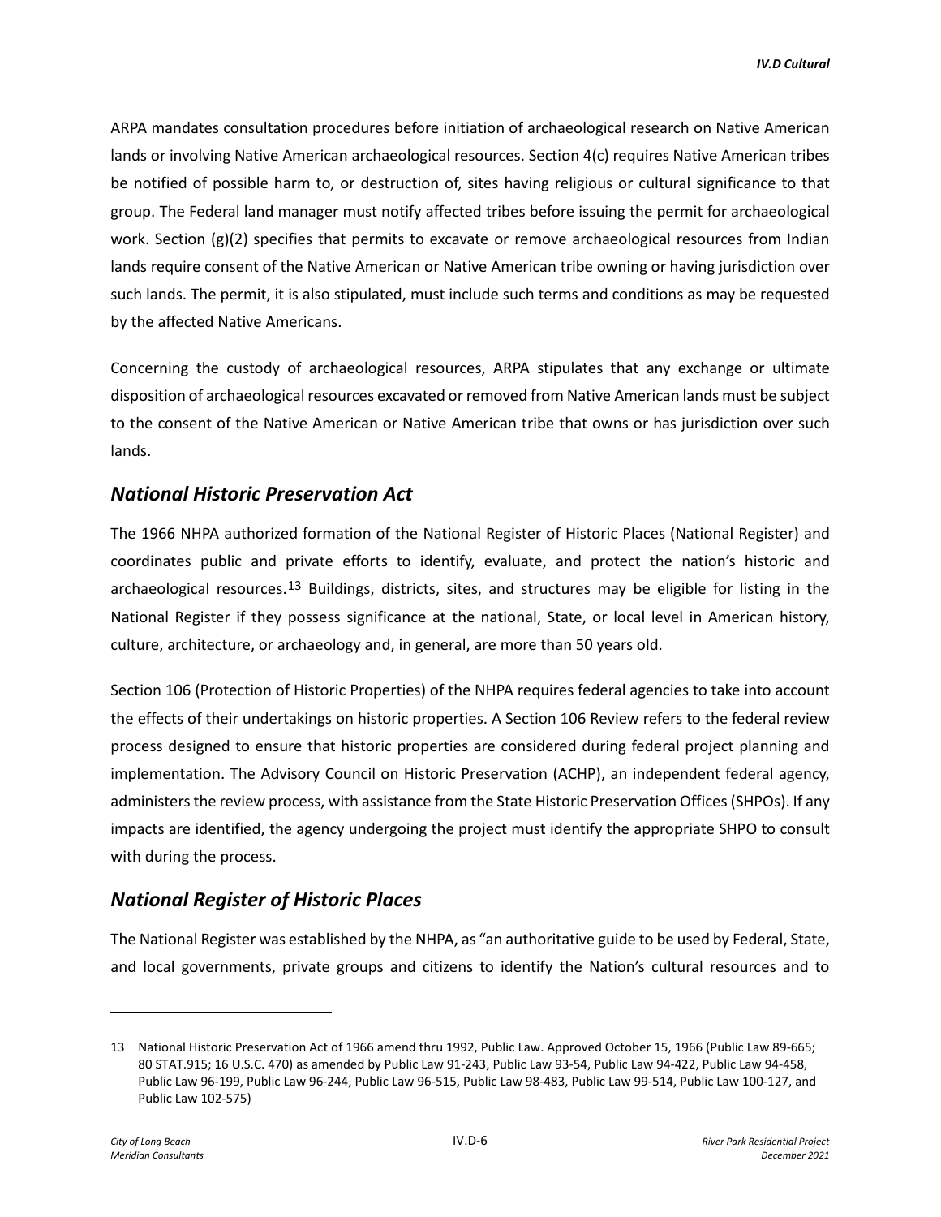ARPA mandates consultation procedures before initiation of archaeological research on Native American lands or involving Native American archaeological resources. Section 4(c) requires Native American tribes be notified of possible harm to, or destruction of, sites having religious or cultural significance to that group. The Federal land manager must notify affected tribes before issuing the permit for archaeological work. Section (g)(2) specifies that permits to excavate or remove archaeological resources from Indian lands require consent of the Native American or Native American tribe owning or having jurisdiction over such lands. The permit, it is also stipulated, must include such terms and conditions as may be requested by the affected Native Americans.

Concerning the custody of archaeological resources, ARPA stipulates that any exchange or ultimate disposition of archaeological resources excavated or removed from Native American lands must be subject to the consent of the Native American or Native American tribe that owns or has jurisdiction over such lands.

## *National Historic Preservation Act*

The 1966 NHPA authorized formation of the National Register of Historic Places (National Register) and coordinates public and private efforts to identify, evaluate, and protect the nation's historic and archaeological resources.[13] Buildings, districts, sites, and structures may be eligible for listing in the National Register if they possess significance at the national, State, or local level in American history, culture, architecture, or archaeology and, in general, are more than 50 years old.

Section 106 (Protection of Historic Properties) of the NHPA requires federal agencies to take into account the effects of their undertakings on historic properties. A Section 106 Review refers to the federal review process designed to ensure that historic properties are considered during federal project planning and implementation. The Advisory Council on Historic Preservation (ACHP), an independent federal agency, administers the review process, with assistance from the State Historic Preservation Offices (SHPOs). If any impacts are identified, the agency undergoing the project must identify the appropriate SHPO to consult with during the process.

## *National Register of Historic Places*

The National Register was established by the NHPA, as "an authoritative guide to be used by Federal, State, and local governments, private groups and citizens to identify the Nation's cultural resources and to

---

13 National Historic Preservation Act of 1966 amend thru 1992, Public Law. Approved October 15, 1966 (Public Law 89-665; 80 STAT.915; 16 U.S.C. 470) as amended by Public Law 91-243, Public Law 93-54, Public Law 94-422, Public Law 94-458, Public Law 96-199, Public Law 96-244, Public Law 96-515, Public Law 98-483, Public Law 99-514, Public Law 100-127, and Public Law 102-575)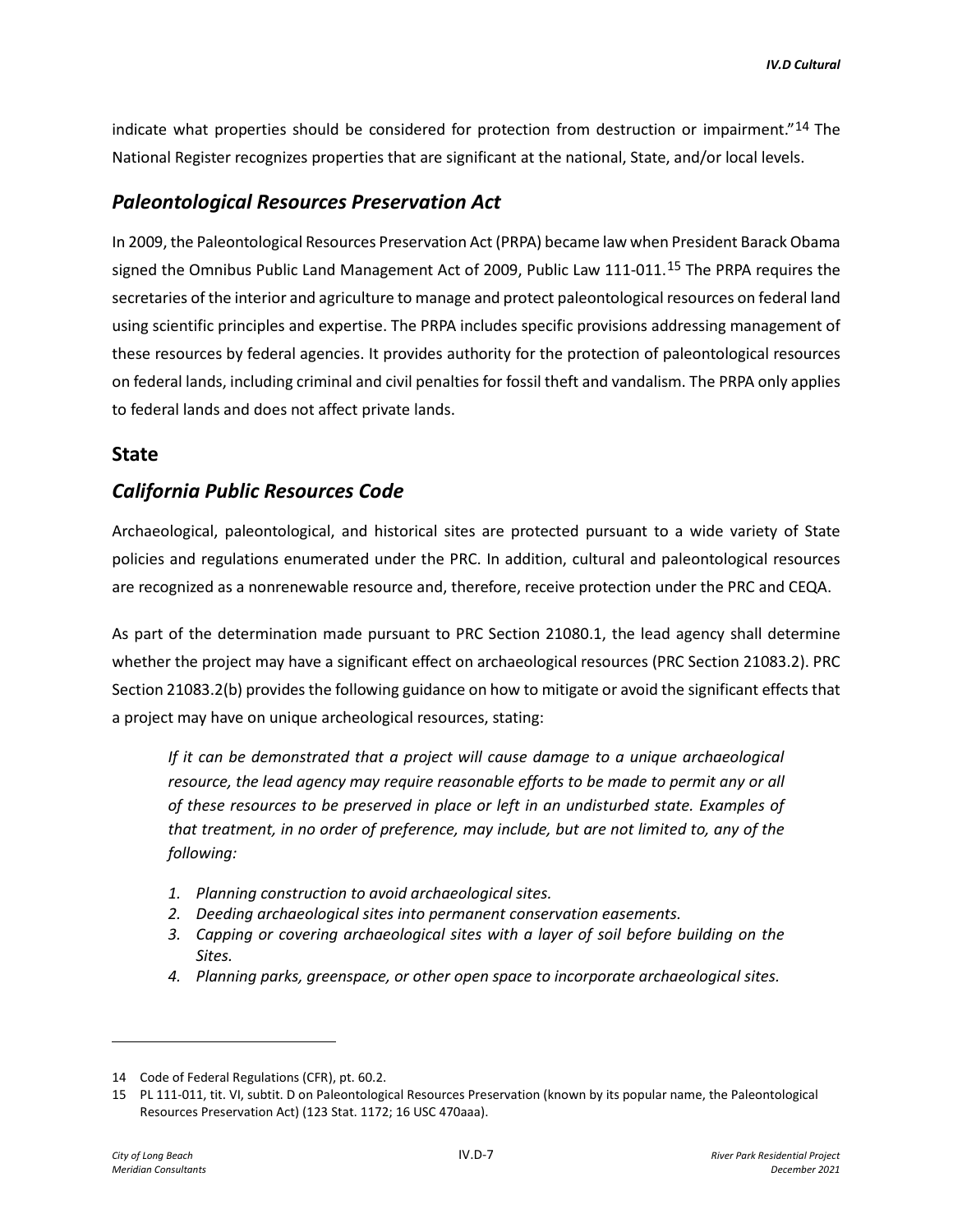indicate what properties should be considered for protection from destruction or impairment."[14] The National Register recognizes properties that are significant at the national, State, and/or local levels.

## *Paleontological Resources Preservation Act*

In 2009, the Paleontological Resources Preservation Act (PRPA) became law when President Barack Obama signed the Omnibus Public Land Management Act of 2009, Public Law 111-011.[15] The PRPA requires the secretaries of the interior and agriculture to manage and protect paleontological resources on federal land using scientific principles and expertise. The PRPA includes specific provisions addressing management of these resources by federal agencies. It provides authority for the protection of paleontological resources on federal lands, including criminal and civil penalties for fossil theft and vandalism. The PRPA only applies to federal lands and does not affect private lands.

## State

## *California Public Resources Code*

Archaeological, paleontological, and historical sites are protected pursuant to a wide variety of State policies and regulations enumerated under the PRC. In addition, cultural and paleontological resources are recognized as a nonrenewable resource and, therefore, receive protection under the PRC and CEQA.

As part of the determination made pursuant to PRC Section 21080.1, the lead agency shall determine whether the project may have a significant effect on archaeological resources (PRC Section 21083.2). PRC Section 21083.2(b) provides the following guidance on how to mitigate or avoid the significant effects that a project may have on unique archeological resources, stating:

> *If it can be demonstrated that a project will cause damage to a unique archaeological resource, the lead agency may require reasonable efforts to be made to permit any or all of these resources to be preserved in place or left in an undisturbed state. Examples of that treatment, in no order of preference, may include, but are not limited to, any of the following:*
>
> 1. *Planning construction to avoid archaeological sites.*
> 2. *Deeding archaeological sites into permanent conservation easements.*
> 3. *Capping or covering archaeological sites with a layer of soil before building on the Sites.*
> 4. *Planning parks, greenspace, or other open space to incorporate archaeological sites.*

---

14 Code of Federal Regulations (CFR), pt. 60.2.

15 PL 111-011, tit. VI, subtit. D on Paleontological Resources Preservation (known by its popular name, the Paleontological Resources Preservation Act) (123 Stat. 1172; 16 USC 470aaa).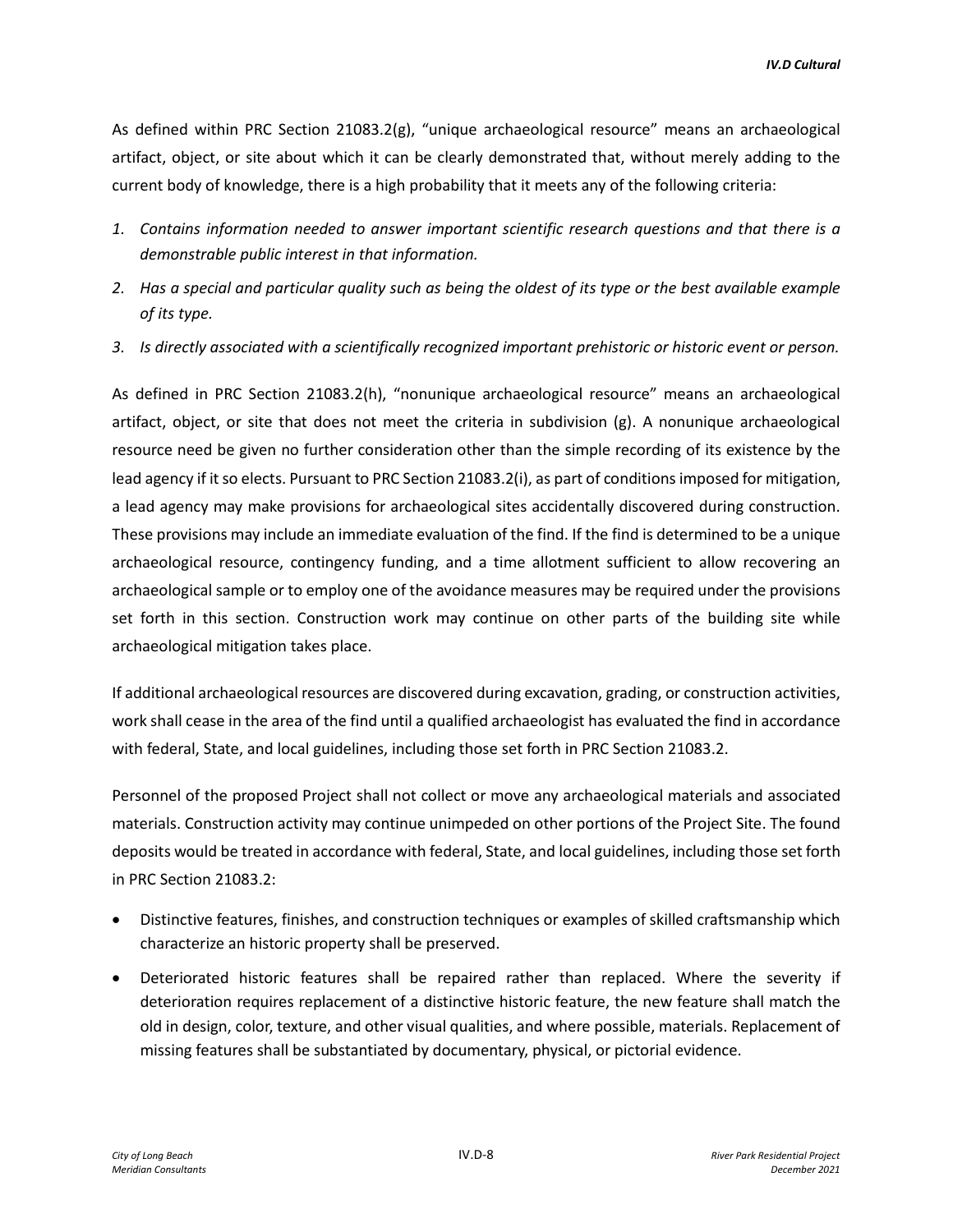As defined within PRC Section 21083.2(g), "unique archaeological resource" means an archaeological artifact, object, or site about which it can be clearly demonstrated that, without merely adding to the current body of knowledge, there is a high probability that it meets any of the following criteria:

1. *Contains information needed to answer important scientific research questions and that there is a demonstrable public interest in that information.*
2. *Has a special and particular quality such as being the oldest of its type or the best available example of its type.*
3. *Is directly associated with a scientifically recognized important prehistoric or historic event or person.*

As defined in PRC Section 21083.2(h), "nonunique archaeological resource" means an archaeological artifact, object, or site that does not meet the criteria in subdivision (g). A nonunique archaeological resource need be given no further consideration other than the simple recording of its existence by the lead agency if it so elects. Pursuant to PRC Section 21083.2(i), as part of conditions imposed for mitigation, a lead agency may make provisions for archaeological sites accidentally discovered during construction. These provisions may include an immediate evaluation of the find. If the find is determined to be a unique archaeological resource, contingency funding, and a time allotment sufficient to allow recovering an archaeological sample or to employ one of the avoidance measures may be required under the provisions set forth in this section. Construction work may continue on other parts of the building site while archaeological mitigation takes place.

If additional archaeological resources are discovered during excavation, grading, or construction activities, work shall cease in the area of the find until a qualified archaeologist has evaluated the find in accordance with federal, State, and local guidelines, including those set forth in PRC Section 21083.2.

Personnel of the proposed Project shall not collect or move any archaeological materials and associated materials. Construction activity may continue unimpeded on other portions of the Project Site. The found deposits would be treated in accordance with federal, State, and local guidelines, including those set forth in PRC Section 21083.2:

- Distinctive features, finishes, and construction techniques or examples of skilled craftsmanship which characterize an historic property shall be preserved.
- Deteriorated historic features shall be repaired rather than replaced. Where the severity if deterioration requires replacement of a distinctive historic feature, the new feature shall match the old in design, color, texture, and other visual qualities, and where possible, materials. Replacement of missing features shall be substantiated by documentary, physical, or pictorial evidence.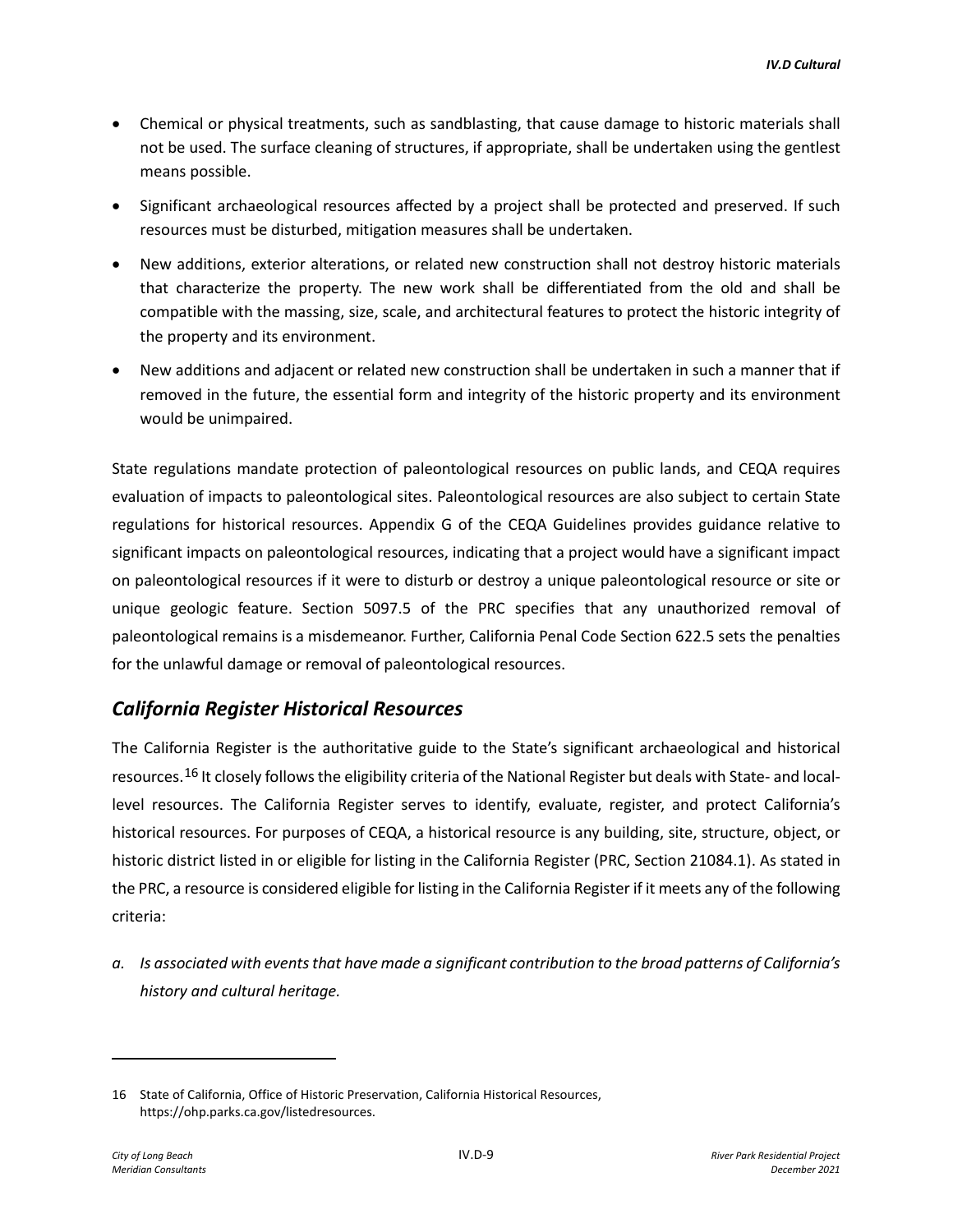- Chemical or physical treatments, such as sandblasting, that cause damage to historic materials shall not be used. The surface cleaning of structures, if appropriate, shall be undertaken using the gentlest means possible.
- Significant archaeological resources affected by a project shall be protected and preserved. If such resources must be disturbed, mitigation measures shall be undertaken.
- New additions, exterior alterations, or related new construction shall not destroy historic materials that characterize the property. The new work shall be differentiated from the old and shall be compatible with the massing, size, scale, and architectural features to protect the historic integrity of the property and its environment.
- New additions and adjacent or related new construction shall be undertaken in such a manner that if removed in the future, the essential form and integrity of the historic property and its environment would be unimpaired.

State regulations mandate protection of paleontological resources on public lands, and CEQA requires evaluation of impacts to paleontological sites. Paleontological resources are also subject to certain State regulations for historical resources. Appendix G of the CEQA Guidelines provides guidance relative to significant impacts on paleontological resources, indicating that a project would have a significant impact on paleontological resources if it were to disturb or destroy a unique paleontological resource or site or unique geologic feature. Section 5097.5 of the PRC specifies that any unauthorized removal of paleontological remains is a misdemeanor. Further, California Penal Code Section 622.5 sets the penalties for the unlawful damage or removal of paleontological resources.

## *California Register Historical Resources*

The California Register is the authoritative guide to the State's significant archaeological and historical resources.[16] It closely follows the eligibility criteria of the National Register but deals with State- and local-level resources. The California Register serves to identify, evaluate, register, and protect California's historical resources. For purposes of CEQA, a historical resource is any building, site, structure, object, or historic district listed in or eligible for listing in the California Register (PRC, Section 21084.1). As stated in the PRC, a resource is considered eligible for listing in the California Register if it meets any of the following criteria:

*a. Is associated with events that have made a significant contribution to the broad patterns of California's history and cultural heritage.*

---

16 State of California, Office of Historic Preservation, California Historical Resources, https://ohp.parks.ca.gov/listedresources.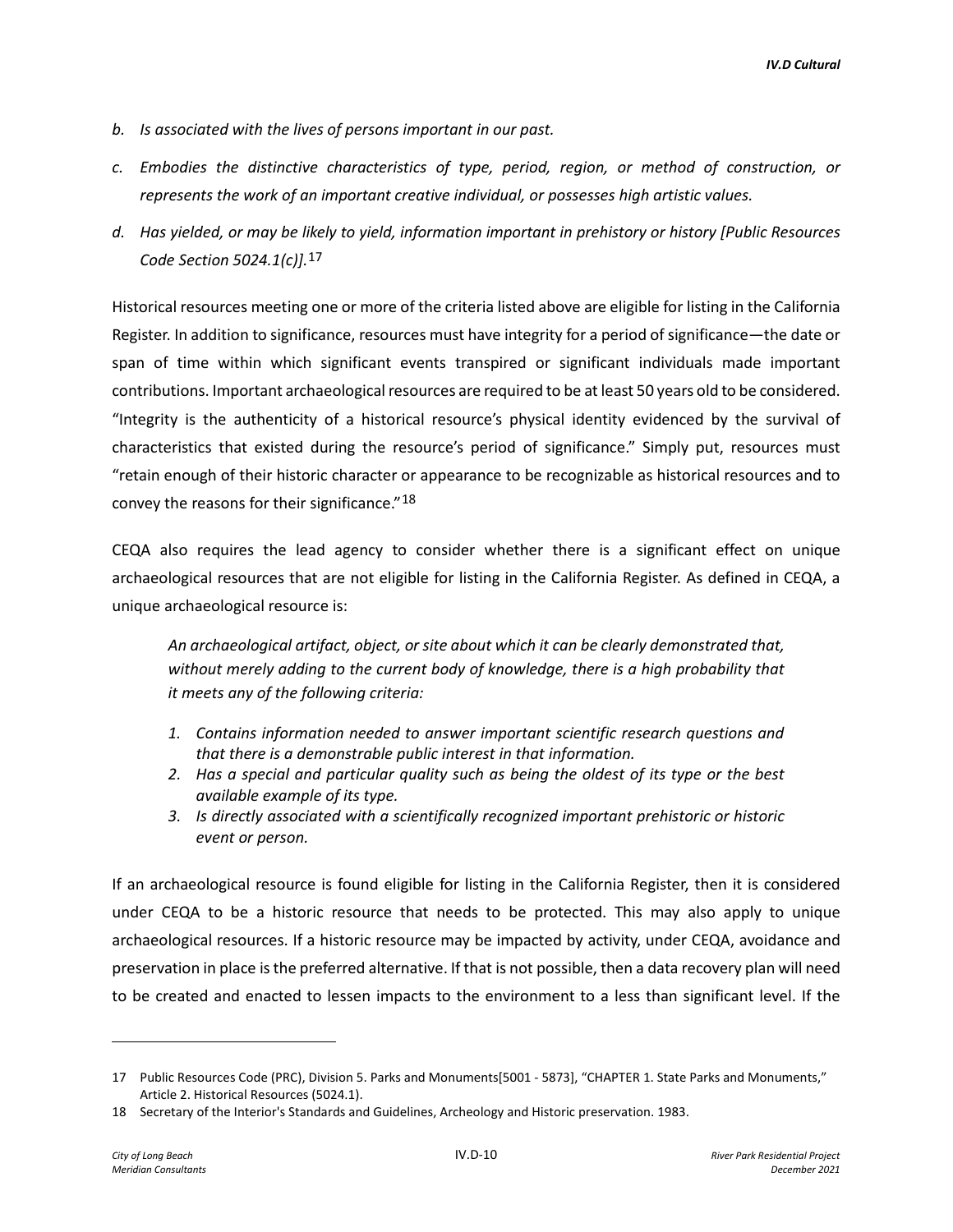*b. Is associated with the lives of persons important in our past.*

*c. Embodies the distinctive characteristics of type, period, region, or method of construction, or represents the work of an important creative individual, or possesses high artistic values.*

*d. Has yielded, or may be likely to yield, information important in prehistory or history [Public Resources Code Section 5024.1(c)].*[17]

Historical resources meeting one or more of the criteria listed above are eligible for listing in the California Register. In addition to significance, resources must have integrity for a period of significance—the date or span of time within which significant events transpired or significant individuals made important contributions. Important archaeological resources are required to be at least 50 years old to be considered. "Integrity is the authenticity of a historical resource's physical identity evidenced by the survival of characteristics that existed during the resource's period of significance." Simply put, resources must "retain enough of their historic character or appearance to be recognizable as historical resources and to convey the reasons for their significance."[18]

CEQA also requires the lead agency to consider whether there is a significant effect on unique archaeological resources that are not eligible for listing in the California Register. As defined in CEQA, a unique archaeological resource is:

> *An archaeological artifact, object, or site about which it can be clearly demonstrated that, without merely adding to the current body of knowledge, there is a high probability that it meets any of the following criteria:*
>
> 1. *Contains information needed to answer important scientific research questions and that there is a demonstrable public interest in that information.*
> 2. *Has a special and particular quality such as being the oldest of its type or the best available example of its type.*
> 3. *Is directly associated with a scientifically recognized important prehistoric or historic event or person.*

If an archaeological resource is found eligible for listing in the California Register, then it is considered under CEQA to be a historic resource that needs to be protected. This may also apply to unique archaeological resources. If a historic resource may be impacted by activity, under CEQA, avoidance and preservation in place is the preferred alternative. If that is not possible, then a data recovery plan will need to be created and enacted to lessen impacts to the environment to a less than significant level. If the

---

17 Public Resources Code (PRC), Division 5. Parks and Monuments[5001 - 5873], "CHAPTER 1. State Parks and Monuments," Article 2. Historical Resources (5024.1).

18 Secretary of the Interior's Standards and Guidelines, Archeology and Historic preservation. 1983.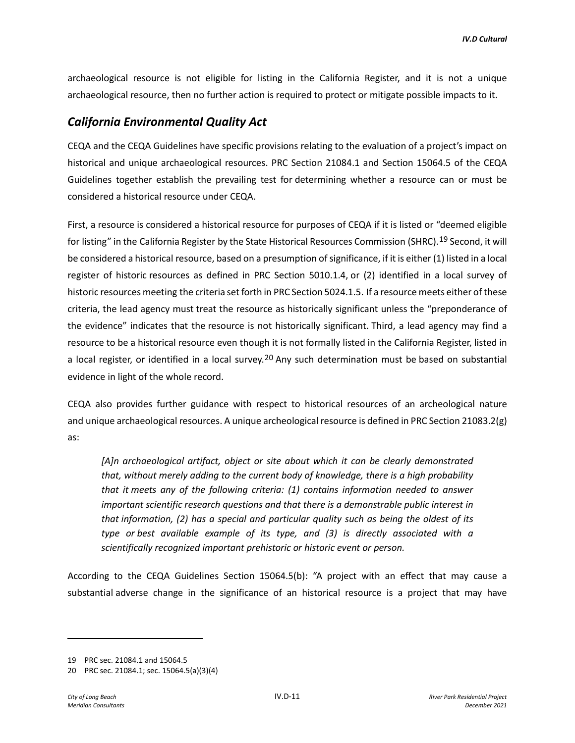archaeological resource is not eligible for listing in the California Register, and it is not a unique archaeological resource, then no further action is required to protect or mitigate possible impacts to it.

## *California Environmental Quality Act*

CEQA and the CEQA Guidelines have specific provisions relating to the evaluation of a project's impact on historical and unique archaeological resources. PRC Section 21084.1 and Section 15064.5 of the CEQA Guidelines together establish the prevailing test for determining whether a resource can or must be considered a historical resource under CEQA.

First, a resource is considered a historical resource for purposes of CEQA if it is listed or "deemed eligible for listing" in the California Register by the State Historical Resources Commission (SHRC).[19] Second, it will be considered a historical resource, based on a presumption of significance, if it is either (1) listed in a local register of historic resources as defined in PRC Section 5010.1.4, or (2) identified in a local survey of historic resources meeting the criteria set forth in PRC Section 5024.1.5. If a resource meets either of these criteria, the lead agency must treat the resource as historically significant unless the "preponderance of the evidence" indicates that the resource is not historically significant. Third, a lead agency may find a resource to be a historical resource even though it is not formally listed in the California Register, listed in a local register, or identified in a local survey.[20] Any such determination must be based on substantial evidence in light of the whole record.

CEQA also provides further guidance with respect to historical resources of an archeological nature and unique archaeological resources. A unique archeological resource is defined in PRC Section 21083.2(g) as:

> *[A]n archaeological artifact, object or site about which it can be clearly demonstrated that, without merely adding to the current body of knowledge, there is a high probability that it meets any of the following criteria: (1) contains information needed to answer important scientific research questions and that there is a demonstrable public interest in that information, (2) has a special and particular quality such as being the oldest of its type or best available example of its type, and (3) is directly associated with a scientifically recognized important prehistoric or historic event or person.*

According to the CEQA Guidelines Section 15064.5(b): "A project with an effect that may cause a substantial adverse change in the significance of an historical resource is a project that may have

---

19 PRC sec. 21084.1 and 15064.5

20 PRC sec. 21084.1; sec. 15064.5(a)(3)(4)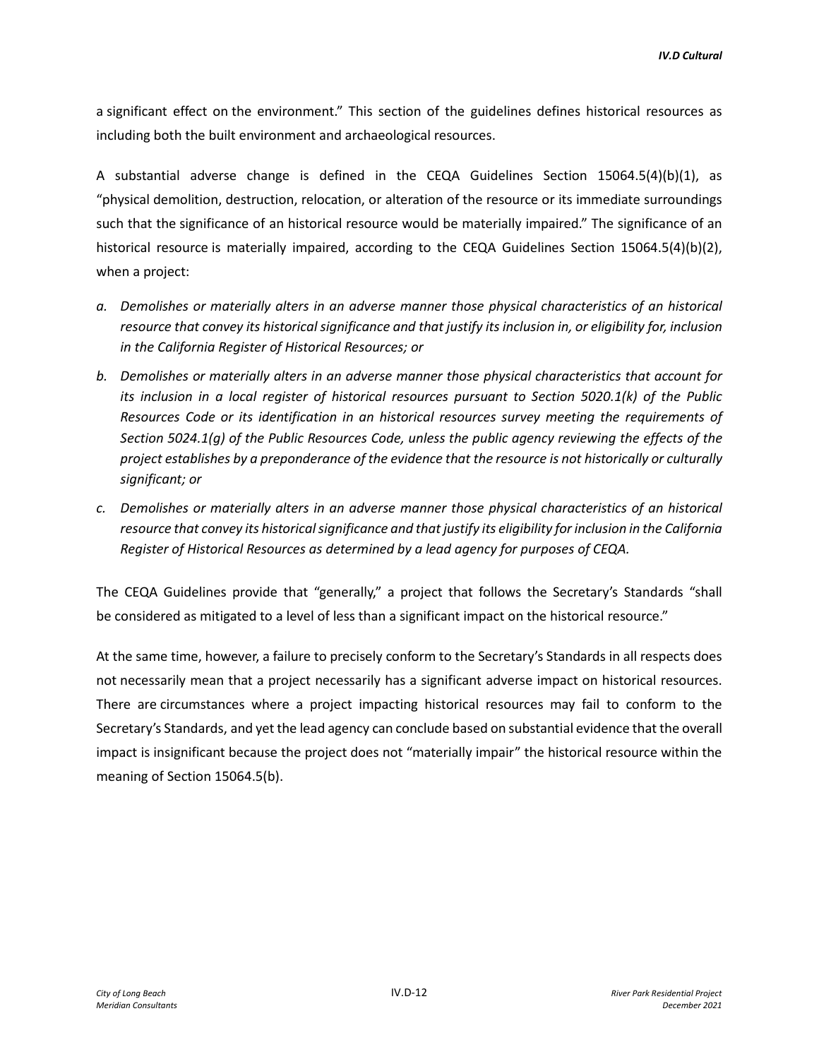a significant effect on the environment." This section of the guidelines defines historical resources as including both the built environment and archaeological resources.

A substantial adverse change is defined in the CEQA Guidelines Section 15064.5(4)(b)(1), as "physical demolition, destruction, relocation, or alteration of the resource or its immediate surroundings such that the significance of an historical resource would be materially impaired." The significance of an historical resource is materially impaired, according to the CEQA Guidelines Section 15064.5(4)(b)(2), when a project:

a. *Demolishes or materially alters in an adverse manner those physical characteristics of an historical resource that convey its historical significance and that justify its inclusion in, or eligibility for, inclusion in the California Register of Historical Resources; or*

b. *Demolishes or materially alters in an adverse manner those physical characteristics that account for its inclusion in a local register of historical resources pursuant to Section 5020.1(k) of the Public Resources Code or its identification in an historical resources survey meeting the requirements of Section 5024.1(g) of the Public Resources Code, unless the public agency reviewing the effects of the project establishes by a preponderance of the evidence that the resource is not historically or culturally significant; or*

c. *Demolishes or materially alters in an adverse manner those physical characteristics of an historical resource that convey its historical significance and that justify its eligibility for inclusion in the California Register of Historical Resources as determined by a lead agency for purposes of CEQA.*

The CEQA Guidelines provide that "generally," a project that follows the Secretary's Standards "shall be considered as mitigated to a level of less than a significant impact on the historical resource."

At the same time, however, a failure to precisely conform to the Secretary's Standards in all respects does not necessarily mean that a project necessarily has a significant adverse impact on historical resources. There are circumstances where a project impacting historical resources may fail to conform to the Secretary's Standards, and yet the lead agency can conclude based on substantial evidence that the overall impact is insignificant because the project does not "materially impair" the historical resource within the meaning of Section 15064.5(b).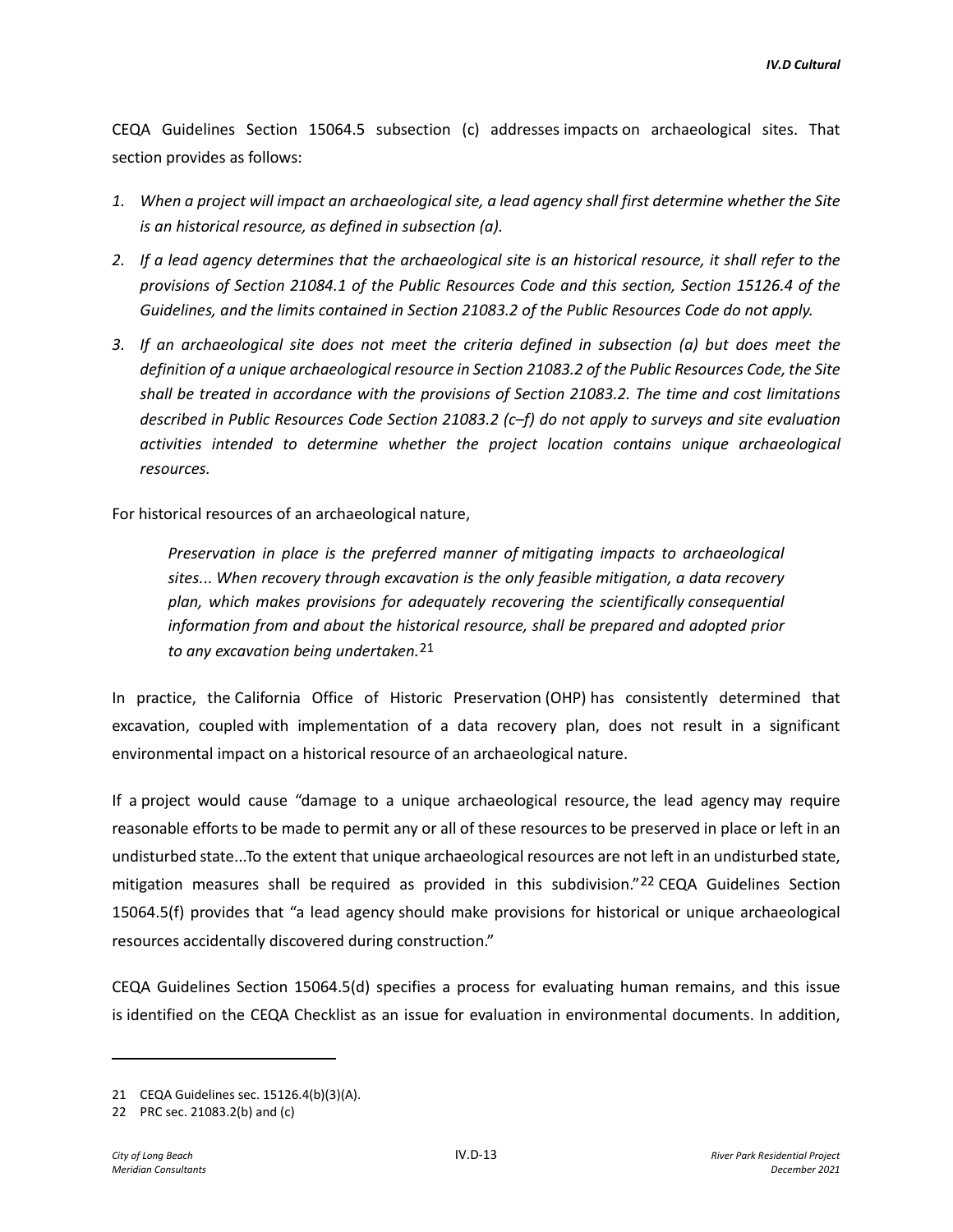CEQA Guidelines Section 15064.5 subsection (c) addresses impacts on archaeological sites. That section provides as follows:

1. *When a project will impact an archaeological site, a lead agency shall first determine whether the Site is an historical resource, as defined in subsection (a).*
2. *If a lead agency determines that the archaeological site is an historical resource, it shall refer to the provisions of Section 21084.1 of the Public Resources Code and this section, Section 15126.4 of the Guidelines, and the limits contained in Section 21083.2 of the Public Resources Code do not apply.*
3. *If an archaeological site does not meet the criteria defined in subsection (a) but does meet the definition of a unique archaeological resource in Section 21083.2 of the Public Resources Code, the Site shall be treated in accordance with the provisions of Section 21083.2. The time and cost limitations described in Public Resources Code Section 21083.2 (c–f) do not apply to surveys and site evaluation activities intended to determine whether the project location contains unique archaeological resources.*

For historical resources of an archaeological nature,

> *Preservation in place is the preferred manner of mitigating impacts to archaeological sites... When recovery through excavation is the only feasible mitigation, a data recovery plan, which makes provisions for adequately recovering the scientifically consequential information from and about the historical resource, shall be prepared and adopted prior to any excavation being undertaken.*[21]

In practice, the California Office of Historic Preservation (OHP) has consistently determined that excavation, coupled with implementation of a data recovery plan, does not result in a significant environmental impact on a historical resource of an archaeological nature.

If a project would cause "damage to a unique archaeological resource, the lead agency may require reasonable efforts to be made to permit any or all of these resources to be preserved in place or left in an undisturbed state...To the extent that unique archaeological resources are not left in an undisturbed state, mitigation measures shall be required as provided in this subdivision."[22] CEQA Guidelines Section 15064.5(f) provides that "a lead agency should make provisions for historical or unique archaeological resources accidentally discovered during construction."

CEQA Guidelines Section 15064.5(d) specifies a process for evaluating human remains, and this issue is identified on the CEQA Checklist as an issue for evaluation in environmental documents. In addition,

---

21 CEQA Guidelines sec. 15126.4(b)(3)(A).

22 PRC sec. 21083.2(b) and (c)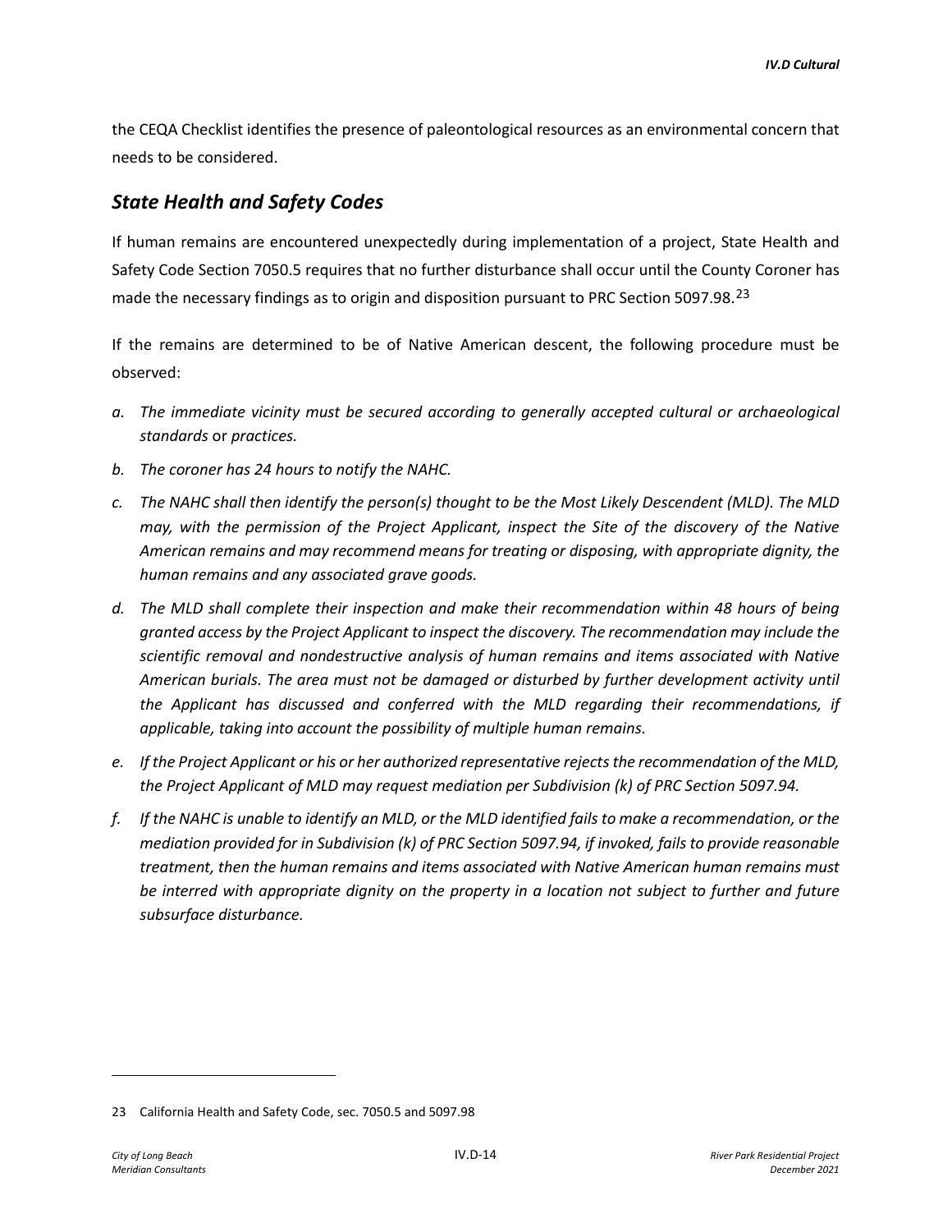the CEQA Checklist identifies the presence of paleontological resources as an environmental concern that needs to be considered.

### *State Health and Safety Codes*

If human remains are encountered unexpectedly during implementation of a project, State Health and Safety Code Section 7050.5 requires that no further disturbance shall occur until the County Coroner has made the necessary findings as to origin and disposition pursuant to PRC Section 5097.98.[23]

If the remains are determined to be of Native American descent, the following procedure must be observed:

a. *The immediate vicinity must be secured according to generally accepted cultural or archaeological standards* or *practices.*

b. *The coroner has 24 hours to notify the NAHC.*

c. *The NAHC shall then identify the person(s) thought to be the Most Likely Descendent (MLD). The MLD may, with the permission of the Project Applicant, inspect the Site of the discovery of the Native American remains and may recommend means for treating or disposing, with appropriate dignity, the human remains and any associated grave goods.*

d. *The MLD shall complete their inspection and make their recommendation within 48 hours of being granted access by the Project Applicant to inspect the discovery. The recommendation may include the scientific removal and nondestructive analysis of human remains and items associated with Native American burials. The area must not be damaged or disturbed by further development activity until the Applicant has discussed and conferred with the MLD regarding their recommendations, if applicable, taking into account the possibility of multiple human remains.*

e. *If the Project Applicant or his or her authorized representative rejects the recommendation of the MLD, the Project Applicant of MLD may request mediation per Subdivision (k) of PRC Section 5097.94.*

f. *If the NAHC is unable to identify an MLD, or the MLD identified fails to make a recommendation, or the mediation provided for in Subdivision (k) of PRC Section 5097.94, if invoked, fails to provide reasonable treatment, then the human remains and items associated with Native American human remains must be interred with appropriate dignity on the property in a location not subject to further and future subsurface disturbance.*

---

23 California Health and Safety Code, sec. 7050.5 and 5097.98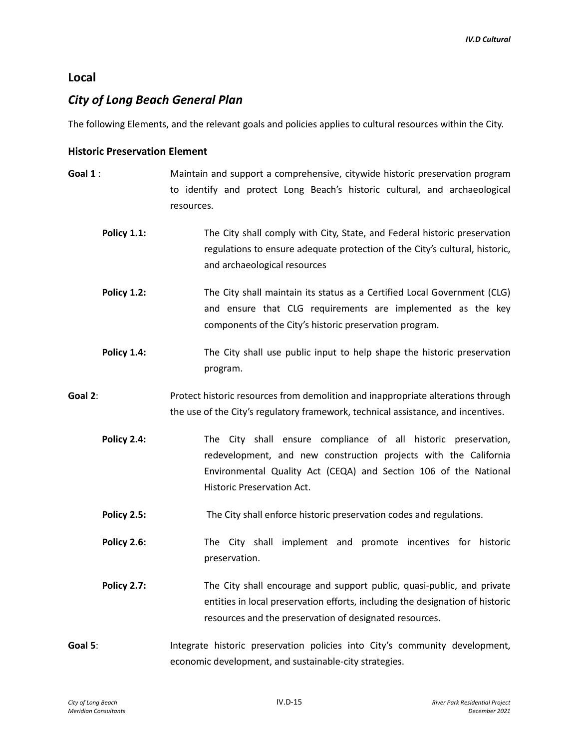## Local

### *City of Long Beach General Plan*

The following Elements, and the relevant goals and policies applies to cultural resources within the City.

#### Historic Preservation Element

**Goal 1** : Maintain and support a comprehensive, citywide historic preservation program to identify and protect Long Beach's historic cultural, and archaeological resources.

> **Policy 1.1:** The City shall comply with City, State, and Federal historic preservation regulations to ensure adequate protection of the City's cultural, historic, and archaeological resources
>
> **Policy 1.2:** The City shall maintain its status as a Certified Local Government (CLG) and ensure that CLG requirements are implemented as the key components of the City's historic preservation program.
>
> **Policy 1.4:** The City shall use public input to help shape the historic preservation program.

**Goal 2**: Protect historic resources from demolition and inappropriate alterations through the use of the City's regulatory framework, technical assistance, and incentives.

> **Policy 2.4:** The City shall ensure compliance of all historic preservation, redevelopment, and new construction projects with the California Environmental Quality Act (CEQA) and Section 106 of the National Historic Preservation Act.
>
> **Policy 2.5:** The City shall enforce historic preservation codes and regulations.
>
> **Policy 2.6:** The City shall implement and promote incentives for historic preservation.
>
> **Policy 2.7:** The City shall encourage and support public, quasi-public, and private entities in local preservation efforts, including the designation of historic resources and the preservation of designated resources.

**Goal 5**: Integrate historic preservation policies into City's community development, economic development, and sustainable-city strategies.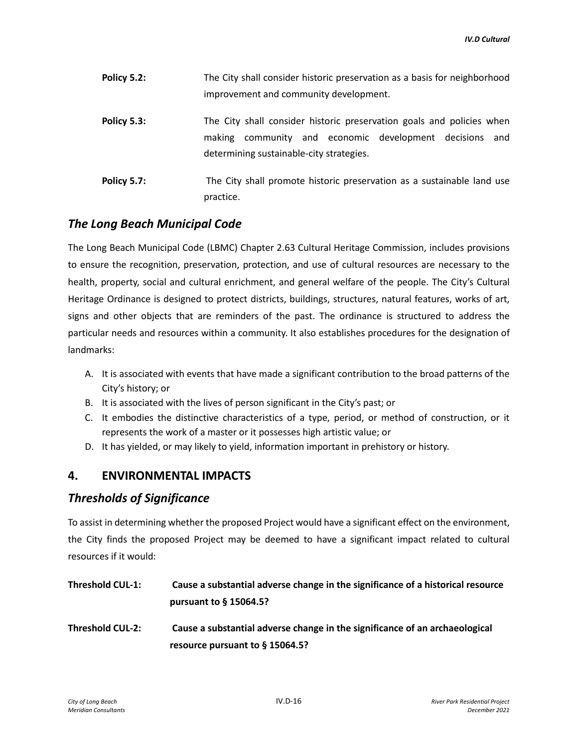**Policy 5.2:** The City shall consider historic preservation as a basis for neighborhood improvement and community development.

**Policy 5.3:** The City shall consider historic preservation goals and policies when making community and economic development decisions and determining sustainable-city strategies.

**Policy 5.7:** The City shall promote historic preservation as a sustainable land use practice.

### *The Long Beach Municipal Code*

The Long Beach Municipal Code (LBMC) Chapter 2.63 Cultural Heritage Commission, includes provisions to ensure the recognition, preservation, protection, and use of cultural resources are necessary to the health, property, social and cultural enrichment, and general welfare of the people. The City's Cultural Heritage Ordinance is designed to protect districts, buildings, structures, natural features, works of art, signs and other objects that are reminders of the past. The ordinance is structured to address the particular needs and resources within a community. It also establishes procedures for the designation of landmarks:

A. It is associated with events that have made a significant contribution to the broad patterns of the City's history; or
B. It is associated with the lives of person significant in the City's past; or
C. It embodies the distinctive characteristics of a type, period, or method of construction, or it represents the work of a master or it possesses high artistic value; or
D. It has yielded, or may likely to yield, information important in prehistory or history.

## 4. ENVIRONMENTAL IMPACTS

### *Thresholds of Significance*

To assist in determining whether the proposed Project would have a significant effect on the environment, the City finds the proposed Project may be deemed to have a significant impact related to cultural resources if it would:

**Threshold CUL-1: Cause a substantial adverse change in the significance of a historical resource pursuant to § 15064.5?**

**Threshold CUL-2: Cause a substantial adverse change in the significance of an archaeological resource pursuant to § 15064.5?**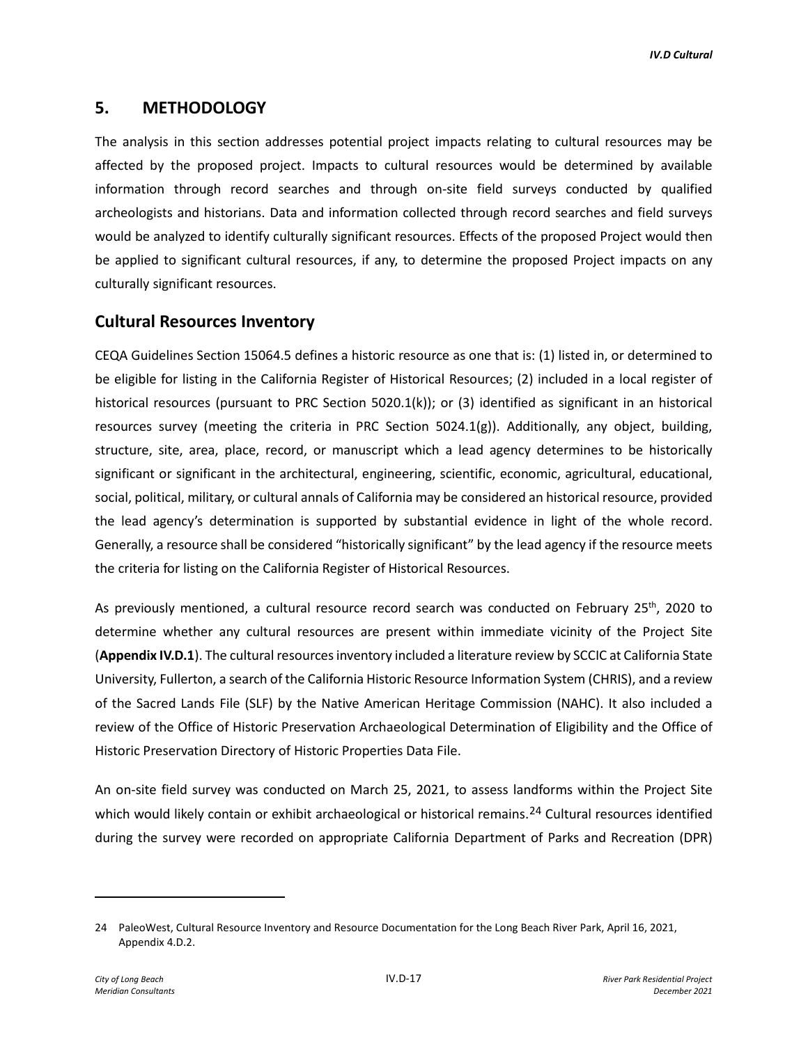## 5. METHODOLOGY

The analysis in this section addresses potential project impacts relating to cultural resources may be affected by the proposed project. Impacts to cultural resources would be determined by available information through record searches and through on-site field surveys conducted by qualified archeologists and historians. Data and information collected through record searches and field surveys would be analyzed to identify culturally significant resources. Effects of the proposed Project would then be applied to significant cultural resources, if any, to determine the proposed Project impacts on any culturally significant resources.

## Cultural Resources Inventory

CEQA Guidelines Section 15064.5 defines a historic resource as one that is: (1) listed in, or determined to be eligible for listing in the California Register of Historical Resources; (2) included in a local register of historical resources (pursuant to PRC Section 5020.1(k)); or (3) identified as significant in an historical resources survey (meeting the criteria in PRC Section 5024.1(g)). Additionally, any object, building, structure, site, area, place, record, or manuscript which a lead agency determines to be historically significant or significant in the architectural, engineering, scientific, economic, agricultural, educational, social, political, military, or cultural annals of California may be considered an historical resource, provided the lead agency's determination is supported by substantial evidence in light of the whole record. Generally, a resource shall be considered "historically significant" by the lead agency if the resource meets the criteria for listing on the California Register of Historical Resources.

As previously mentioned, a cultural resource record search was conducted on February 25th, 2020 to determine whether any cultural resources are present within immediate vicinity of the Project Site (**Appendix IV.D.1**). The cultural resources inventory included a literature review by SCCIC at California State University, Fullerton, a search of the California Historic Resource Information System (CHRIS), and a review of the Sacred Lands File (SLF) by the Native American Heritage Commission (NAHC). It also included a review of the Office of Historic Preservation Archaeological Determination of Eligibility and the Office of Historic Preservation Directory of Historic Properties Data File.

An on-site field survey was conducted on March 25, 2021, to assess landforms within the Project Site which would likely contain or exhibit archaeological or historical remains.[24] Cultural resources identified during the survey were recorded on appropriate California Department of Parks and Recreation (DPR)

---

24 PaleoWest, Cultural Resource Inventory and Resource Documentation for the Long Beach River Park, April 16, 2021, Appendix 4.D.2.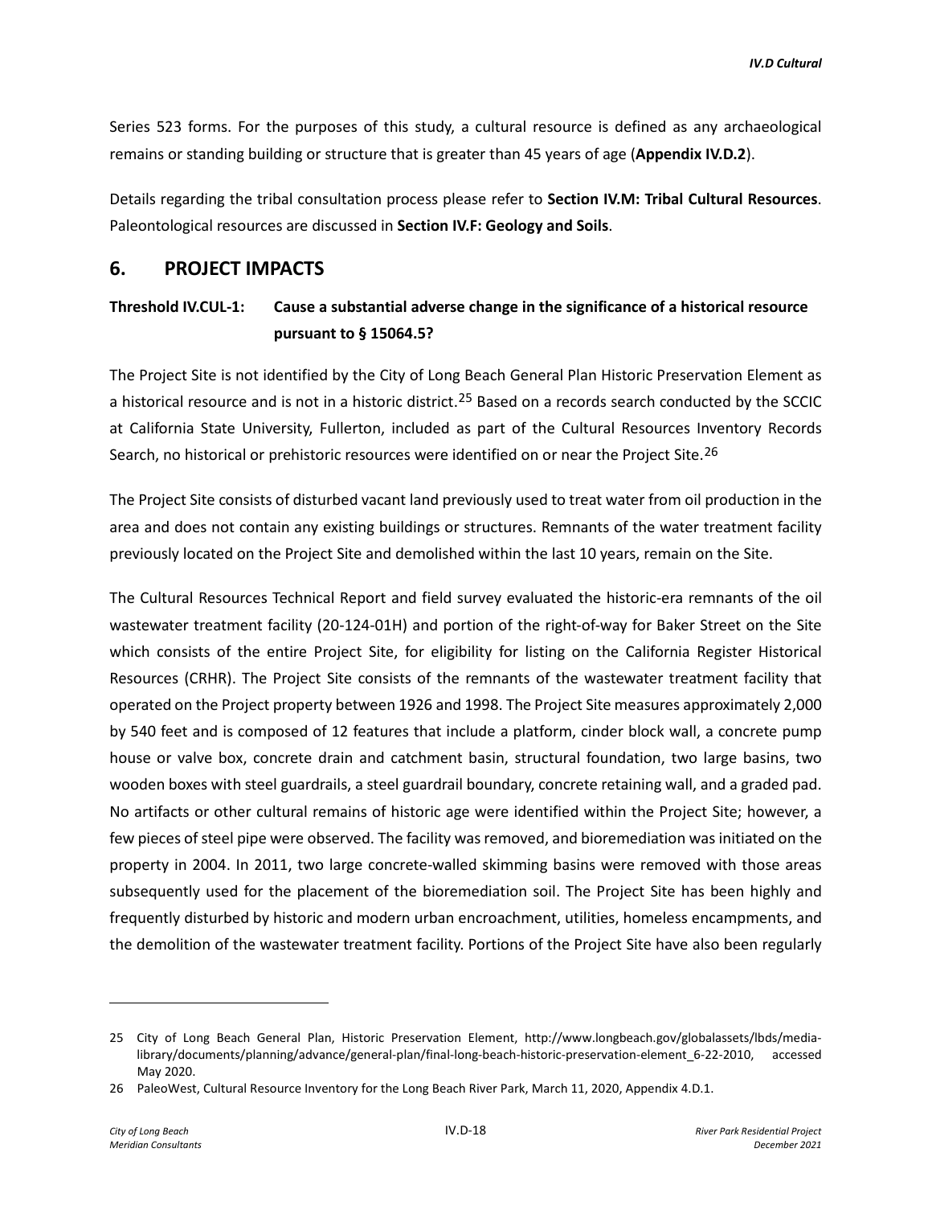Series 523 forms. For the purposes of this study, a cultural resource is defined as any archaeological remains or standing building or structure that is greater than 45 years of age (**Appendix IV.D.2**).

Details regarding the tribal consultation process please refer to **Section IV.M: Tribal Cultural Resources**. Paleontological resources are discussed in **Section IV.F: Geology and Soils**.

## 6. PROJECT IMPACTS

### Threshold IV.CUL-1: Cause a substantial adverse change in the significance of a historical resource pursuant to § 15064.5?

The Project Site is not identified by the City of Long Beach General Plan Historic Preservation Element as a historical resource and is not in a historic district.[25] Based on a records search conducted by the SCCIC at California State University, Fullerton, included as part of the Cultural Resources Inventory Records Search, no historical or prehistoric resources were identified on or near the Project Site.[26]

The Project Site consists of disturbed vacant land previously used to treat water from oil production in the area and does not contain any existing buildings or structures. Remnants of the water treatment facility previously located on the Project Site and demolished within the last 10 years, remain on the Site.

The Cultural Resources Technical Report and field survey evaluated the historic-era remnants of the oil wastewater treatment facility (20-124-01H) and portion of the right-of-way for Baker Street on the Site which consists of the entire Project Site, for eligibility for listing on the California Register Historical Resources (CRHR). The Project Site consists of the remnants of the wastewater treatment facility that operated on the Project property between 1926 and 1998. The Project Site measures approximately 2,000 by 540 feet and is composed of 12 features that include a platform, cinder block wall, a concrete pump house or valve box, concrete drain and catchment basin, structural foundation, two large basins, two wooden boxes with steel guardrails, a steel guardrail boundary, concrete retaining wall, and a graded pad. No artifacts or other cultural remains of historic age were identified within the Project Site; however, a few pieces of steel pipe were observed. The facility was removed, and bioremediation was initiated on the property in 2004. In 2011, two large concrete-walled skimming basins were removed with those areas subsequently used for the placement of the bioremediation soil. The Project Site has been highly and frequently disturbed by historic and modern urban encroachment, utilities, homeless encampments, and the demolition of the wastewater treatment facility. Portions of the Project Site have also been regularly

---

25 City of Long Beach General Plan, Historic Preservation Element, http://www.longbeach.gov/globalassets/lbds/media-library/documents/planning/advance/general-plan/final-long-beach-historic-preservation-element_6-22-2010, accessed May 2020.

26 PaleoWest, Cultural Resource Inventory for the Long Beach River Park, March 11, 2020, Appendix 4.D.1.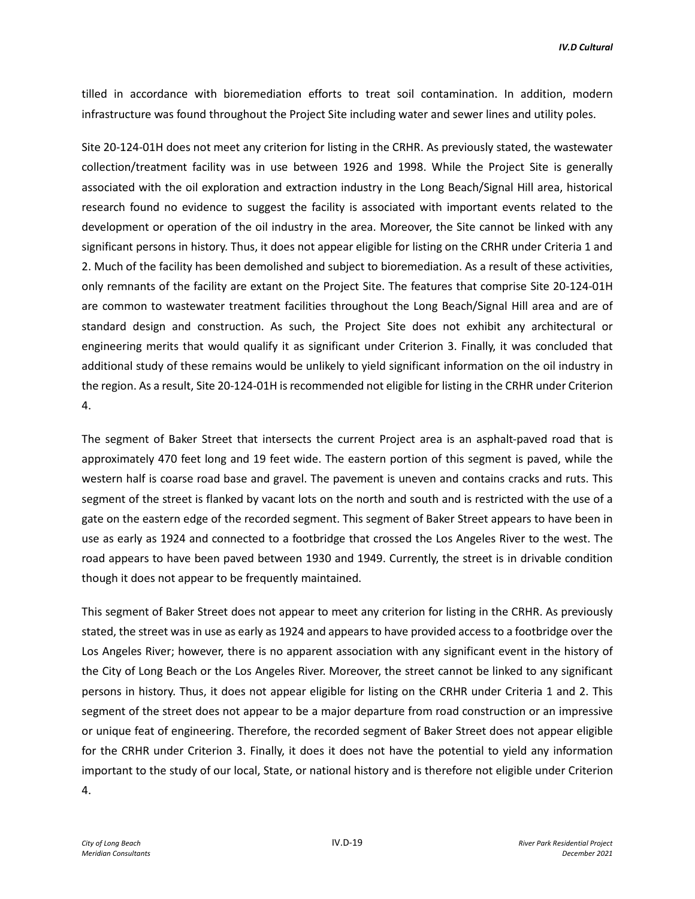tilled in accordance with bioremediation efforts to treat soil contamination. In addition, modern infrastructure was found throughout the Project Site including water and sewer lines and utility poles.

Site 20-124-01H does not meet any criterion for listing in the CRHR. As previously stated, the wastewater collection/treatment facility was in use between 1926 and 1998. While the Project Site is generally associated with the oil exploration and extraction industry in the Long Beach/Signal Hill area, historical research found no evidence to suggest the facility is associated with important events related to the development or operation of the oil industry in the area. Moreover, the Site cannot be linked with any significant persons in history. Thus, it does not appear eligible for listing on the CRHR under Criteria 1 and 2. Much of the facility has been demolished and subject to bioremediation. As a result of these activities, only remnants of the facility are extant on the Project Site. The features that comprise Site 20-124-01H are common to wastewater treatment facilities throughout the Long Beach/Signal Hill area and are of standard design and construction. As such, the Project Site does not exhibit any architectural or engineering merits that would qualify it as significant under Criterion 3. Finally, it was concluded that additional study of these remains would be unlikely to yield significant information on the oil industry in the region. As a result, Site 20-124-01H is recommended not eligible for listing in the CRHR under Criterion 4.

The segment of Baker Street that intersects the current Project area is an asphalt-paved road that is approximately 470 feet long and 19 feet wide. The eastern portion of this segment is paved, while the western half is coarse road base and gravel. The pavement is uneven and contains cracks and ruts. This segment of the street is flanked by vacant lots on the north and south and is restricted with the use of a gate on the eastern edge of the recorded segment. This segment of Baker Street appears to have been in use as early as 1924 and connected to a footbridge that crossed the Los Angeles River to the west. The road appears to have been paved between 1930 and 1949. Currently, the street is in drivable condition though it does not appear to be frequently maintained.

This segment of Baker Street does not appear to meet any criterion for listing in the CRHR. As previously stated, the street was in use as early as 1924 and appears to have provided access to a footbridge over the Los Angeles River; however, there is no apparent association with any significant event in the history of the City of Long Beach or the Los Angeles River. Moreover, the street cannot be linked to any significant persons in history. Thus, it does not appear eligible for listing on the CRHR under Criteria 1 and 2. This segment of the street does not appear to be a major departure from road construction or an impressive or unique feat of engineering. Therefore, the recorded segment of Baker Street does not appear eligible for the CRHR under Criterion 3. Finally, it does it does not have the potential to yield any information important to the study of our local, State, or national history and is therefore not eligible under Criterion 4.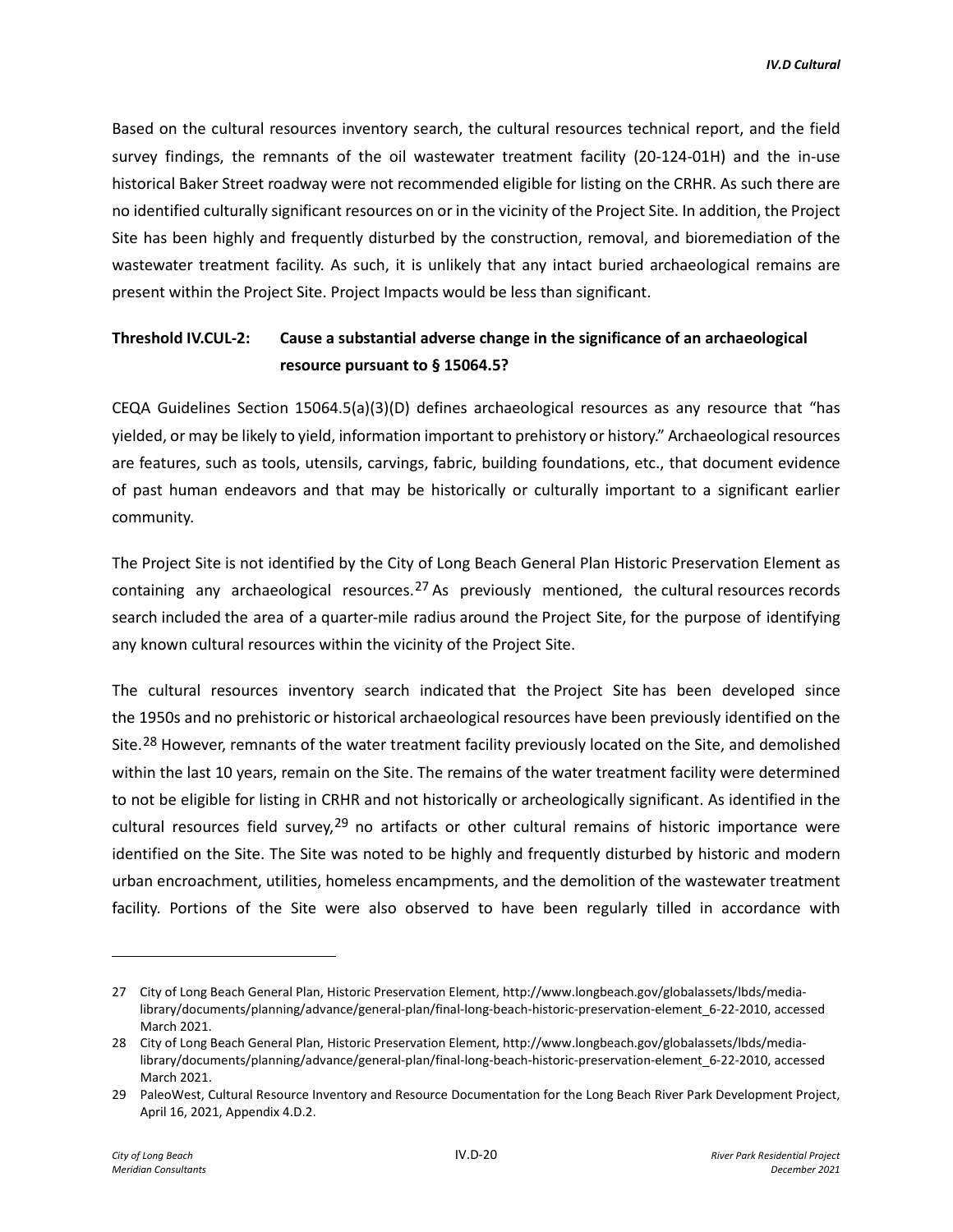Based on the cultural resources inventory search, the cultural resources technical report, and the field survey findings, the remnants of the oil wastewater treatment facility (20-124-01H) and the in-use historical Baker Street roadway were not recommended eligible for listing on the CRHR. As such there are no identified culturally significant resources on or in the vicinity of the Project Site. In addition, the Project Site has been highly and frequently disturbed by the construction, removal, and bioremediation of the wastewater treatment facility. As such, it is unlikely that any intact buried archaeological remains are present within the Project Site. Project Impacts would be less than significant.

**Threshold IV.CUL-2: Cause a substantial adverse change in the significance of an archaeological resource pursuant to § 15064.5?**

CEQA Guidelines Section 15064.5(a)(3)(D) defines archaeological resources as any resource that "has yielded, or may be likely to yield, information important to prehistory or history." Archaeological resources are features, such as tools, utensils, carvings, fabric, building foundations, etc., that document evidence of past human endeavors and that may be historically or culturally important to a significant earlier community.

The Project Site is not identified by the City of Long Beach General Plan Historic Preservation Element as containing any archaeological resources.[27] As previously mentioned, the cultural resources records search included the area of a quarter-mile radius around the Project Site, for the purpose of identifying any known cultural resources within the vicinity of the Project Site.

The cultural resources inventory search indicated that the Project Site has been developed since the 1950s and no prehistoric or historical archaeological resources have been previously identified on the Site.[28] However, remnants of the water treatment facility previously located on the Site, and demolished within the last 10 years, remain on the Site. The remains of the water treatment facility were determined to not be eligible for listing in CRHR and not historically or archeologically significant. As identified in the cultural resources field survey,[29] no artifacts or other cultural remains of historic importance were identified on the Site. The Site was noted to be highly and frequently disturbed by historic and modern urban encroachment, utilities, homeless encampments, and the demolition of the wastewater treatment facility. Portions of the Site were also observed to have been regularly tilled in accordance with

---

27 City of Long Beach General Plan, Historic Preservation Element, http://www.longbeach.gov/globalassets/lbds/media-library/documents/planning/advance/general-plan/final-long-beach-historic-preservation-element_6-22-2010, accessed March 2021.

28 City of Long Beach General Plan, Historic Preservation Element, http://www.longbeach.gov/globalassets/lbds/media-library/documents/planning/advance/general-plan/final-long-beach-historic-preservation-element_6-22-2010, accessed March 2021.

29 PaleoWest, Cultural Resource Inventory and Resource Documentation for the Long Beach River Park Development Project, April 16, 2021, Appendix 4.D.2.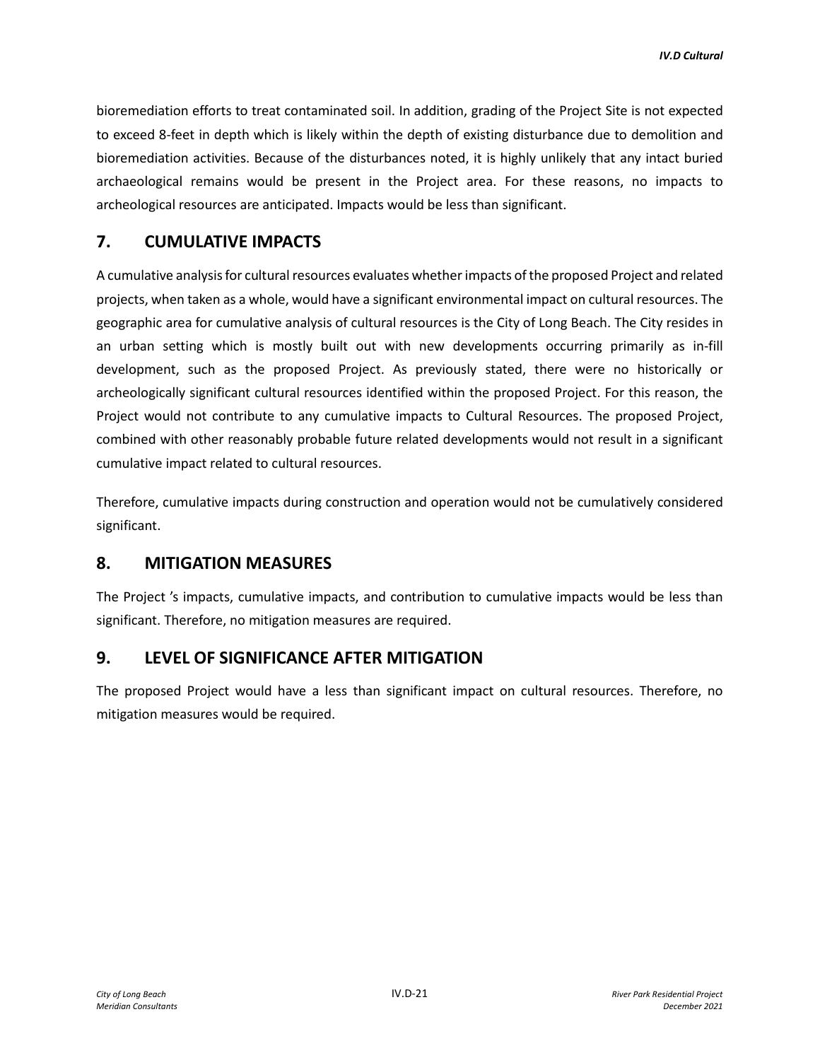bioremediation efforts to treat contaminated soil. In addition, grading of the Project Site is not expected to exceed 8-feet in depth which is likely within the depth of existing disturbance due to demolition and bioremediation activities. Because of the disturbances noted, it is highly unlikely that any intact buried archaeological remains would be present in the Project area. For these reasons, no impacts to archeological resources are anticipated. Impacts would be less than significant.

## 7. CUMULATIVE IMPACTS

A cumulative analysis for cultural resources evaluates whether impacts of the proposed Project and related projects, when taken as a whole, would have a significant environmental impact on cultural resources. The geographic area for cumulative analysis of cultural resources is the City of Long Beach. The City resides in an urban setting which is mostly built out with new developments occurring primarily as in-fill development, such as the proposed Project. As previously stated, there were no historically or archeologically significant cultural resources identified within the proposed Project. For this reason, the Project would not contribute to any cumulative impacts to Cultural Resources. The proposed Project, combined with other reasonably probable future related developments would not result in a significant cumulative impact related to cultural resources.

Therefore, cumulative impacts during construction and operation would not be cumulatively considered significant.

## 8. MITIGATION MEASURES

The Project 's impacts, cumulative impacts, and contribution to cumulative impacts would be less than significant. Therefore, no mitigation measures are required.

## 9. LEVEL OF SIGNIFICANCE AFTER MITIGATION

The proposed Project would have a less than significant impact on cultural resources. Therefore, no mitigation measures would be required.